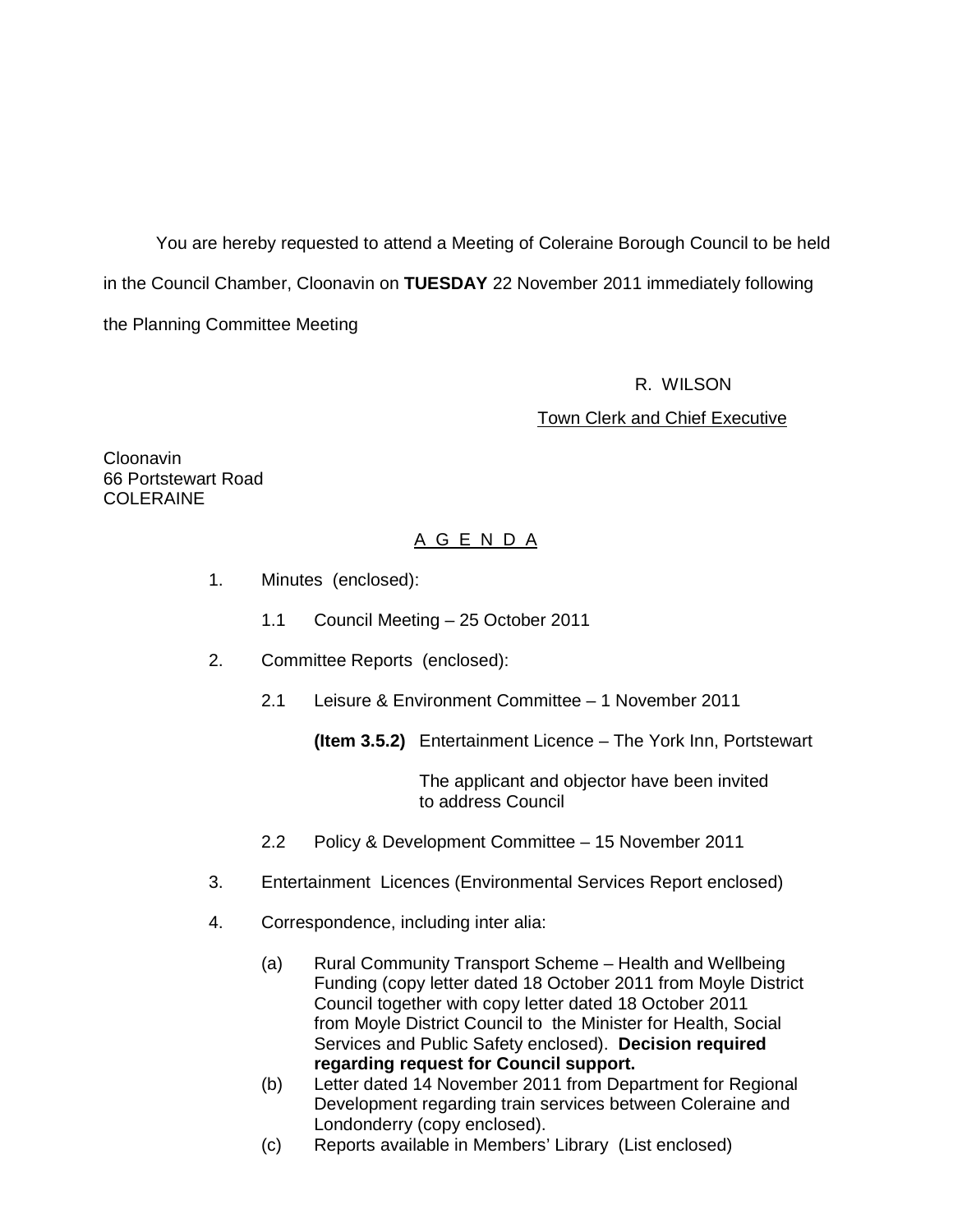You are hereby requested to attend a Meeting of Coleraine Borough Council to be held in the Council Chamber, Cloonavin on **TUESDAY** 22 November 2011 immediately following the Planning Committee Meeting

R. WILSON

Town Clerk and Chief Executive

Cloonavin
66 Portstewart Road
COLERAINE

## A G E N D A

1. Minutes (enclosed):

   1.1 Council Meeting – 25 October 2011

2. Committee Reports (enclosed):

   2.1 Leisure & Environment Committee – 1 November 2011

   **(Item 3.5.2)** Entertainment Licence – The York Inn, Portstewart

   The applicant and objector have been invited to address Council

   2.2 Policy & Development Committee – 15 November 2011

3. Entertainment Licences (Environmental Services Report enclosed)

4. Correspondence, including inter alia:

   (a) Rural Community Transport Scheme – Health and Wellbeing Funding (copy letter dated 18 October 2011 from Moyle District Council together with copy letter dated 18 October 2011 from Moyle District Council to the Minister for Health, Social Services and Public Safety enclosed). **Decision required regarding request for Council support.**

   (b) Letter dated 14 November 2011 from Department for Regional Development regarding train services between Coleraine and Londonderry (copy enclosed).

   (c) Reports available in Members' Library (List enclosed)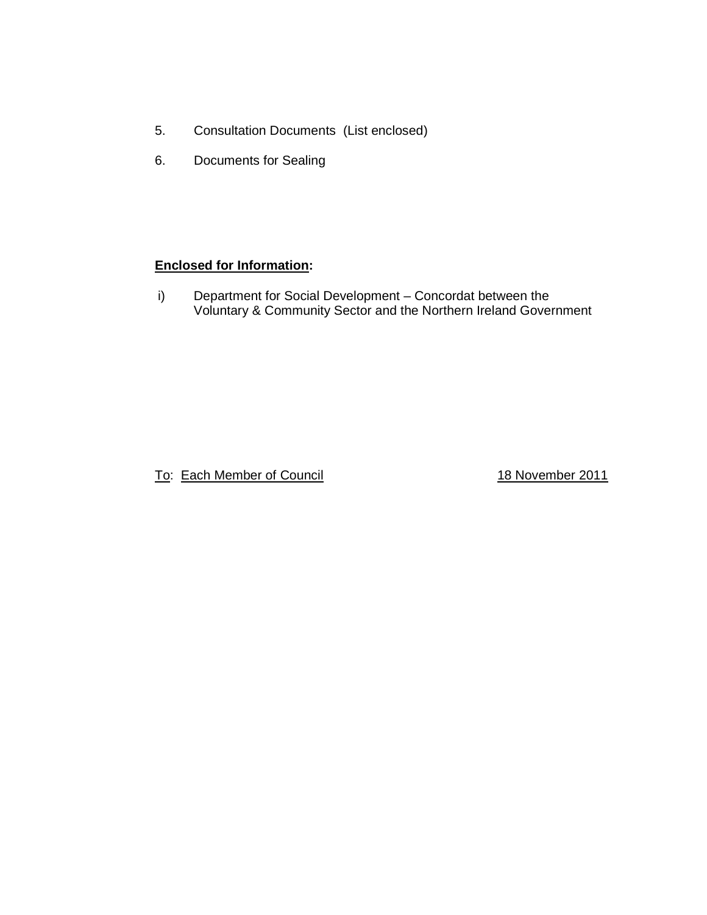5. Consultation Documents (List enclosed)

6. Documents for Sealing

**<u>Enclosed for Information</u>:**

i) Department for Social Development – Concordat between the Voluntary & Community Sector and the Northern Ireland Government

<u>To</u>: <u>Each Member of Council</u> <u>18 November 2011</u>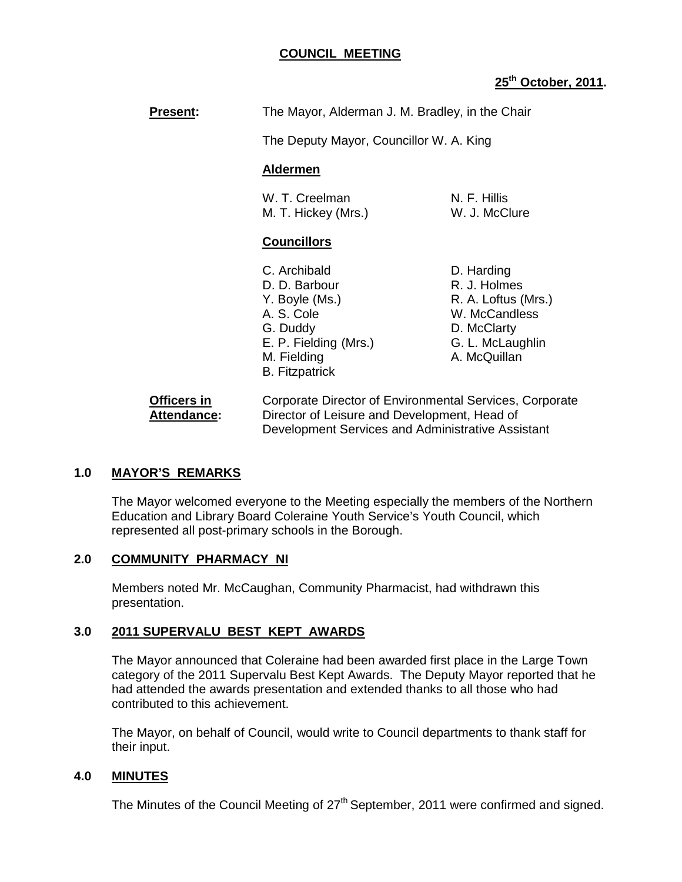**COUNCIL MEETING**

**25th October, 2011.**

**Present:** The Mayor, Alderman J. M. Bradley, in the Chair

The Deputy Mayor, Councillor W. A. King

**Aldermen**

W. T. Creelman
N. F. Hillis
M. T. Hickey (Mrs.)
W. J. McClure

**Councillors**

C. Archibald
D. Harding
D. D. Barbour
R. J. Holmes
Y. Boyle (Ms.)
R. A. Loftus (Mrs.)
A. S. Cole
W. McCandless
G. Duddy
D. McClarty
E. P. Fielding (Mrs.)
G. L. McLaughlin
M. Fielding
A. McQuillan
B. Fitzpatrick

**Officers in Attendance:** Corporate Director of Environmental Services, Corporate Director of Leisure and Development, Head of Development Services and Administrative Assistant

## 1.0 MAYOR'S REMARKS

The Mayor welcomed everyone to the Meeting especially the members of the Northern Education and Library Board Coleraine Youth Service's Youth Council, which represented all post-primary schools in the Borough.

## 2.0 COMMUNITY PHARMACY NI

Members noted Mr. McCaughan, Community Pharmacist, had withdrawn this presentation.

## 3.0 2011 SUPERVALU BEST KEPT AWARDS

The Mayor announced that Coleraine had been awarded first place in the Large Town category of the 2011 Supervalu Best Kept Awards. The Deputy Mayor reported that he had attended the awards presentation and extended thanks to all those who had contributed to this achievement.

The Mayor, on behalf of Council, would write to Council departments to thank staff for their input.

## 4.0 MINUTES

The Minutes of the Council Meeting of 27th September, 2011 were confirmed and signed.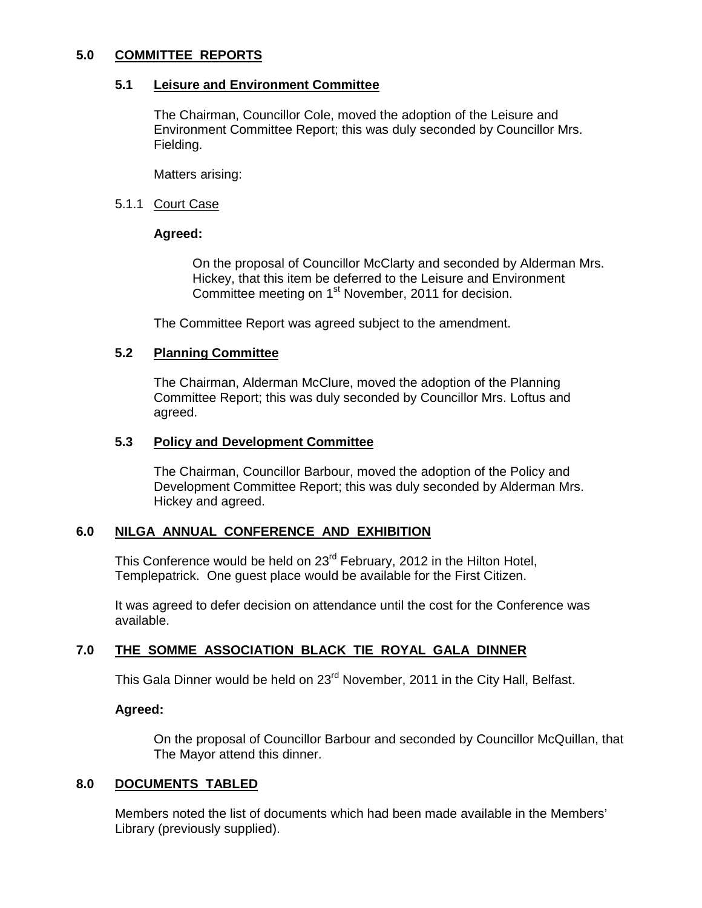## 5.0 COMMITTEE REPORTS

### 5.1 Leisure and Environment Committee

The Chairman, Councillor Cole, moved the adoption of the Leisure and Environment Committee Report; this was duly seconded by Councillor Mrs. Fielding.

Matters arising:

5.1.1 Court Case

**Agreed:**

On the proposal of Councillor McClarty and seconded by Alderman Mrs. Hickey, that this item be deferred to the Leisure and Environment Committee meeting on 1st November, 2011 for decision.

The Committee Report was agreed subject to the amendment.

### 5.2 Planning Committee

The Chairman, Alderman McClure, moved the adoption of the Planning Committee Report; this was duly seconded by Councillor Mrs. Loftus and agreed.

### 5.3 Policy and Development Committee

The Chairman, Councillor Barbour, moved the adoption of the Policy and Development Committee Report; this was duly seconded by Alderman Mrs. Hickey and agreed.

## 6.0 NILGA ANNUAL CONFERENCE AND EXHIBITION

This Conference would be held on 23rd February, 2012 in the Hilton Hotel, Templepatrick. One guest place would be available for the First Citizen.

It was agreed to defer decision on attendance until the cost for the Conference was available.

## 7.0 THE SOMME ASSOCIATION BLACK TIE ROYAL GALA DINNER

This Gala Dinner would be held on 23rd November, 2011 in the City Hall, Belfast.

**Agreed:**

On the proposal of Councillor Barbour and seconded by Councillor McQuillan, that The Mayor attend this dinner.

## 8.0 DOCUMENTS TABLED

Members noted the list of documents which had been made available in the Members' Library (previously supplied).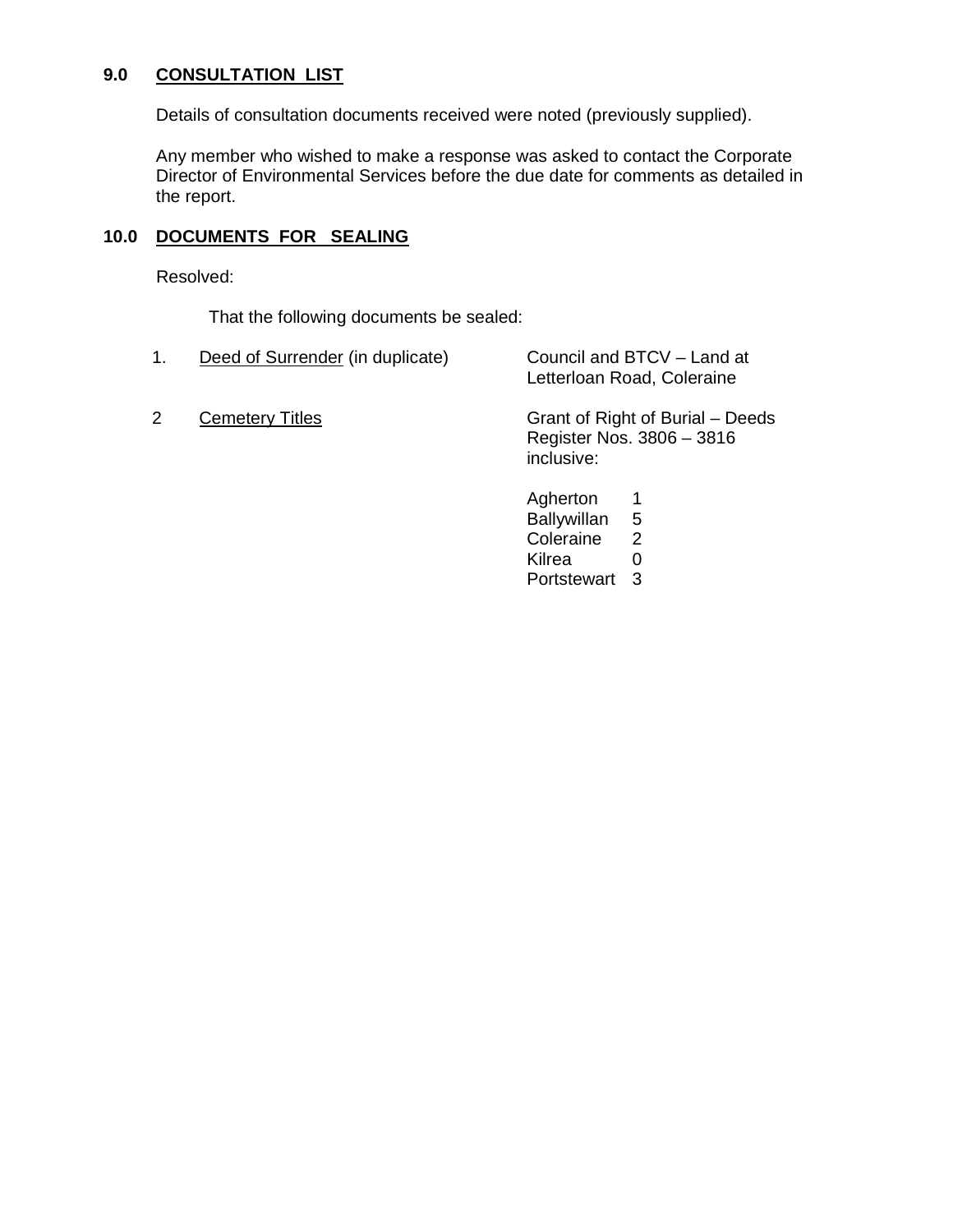## 9.0 CONSULTATION LIST

Details of consultation documents received were noted (previously supplied).

Any member who wished to make a response was asked to contact the Corporate Director of Environmental Services before the due date for comments as detailed in the report.

## 10.0 DOCUMENTS FOR SEALING

Resolved:

That the following documents be sealed:

1. Deed of Surrender (in duplicate) — Council and BTCV – Land at Letterloan Road, Coleraine

2. Cemetery Titles — Grant of Right of Burial – Deeds Register Nos. 3806 – 3816 inclusive:

| | |
|---|---|
| Agherton | 1 |
| Ballywillan | 5 |
| Coleraine | 2 |
| Kilrea | 0 |
| Portstewart | 3 |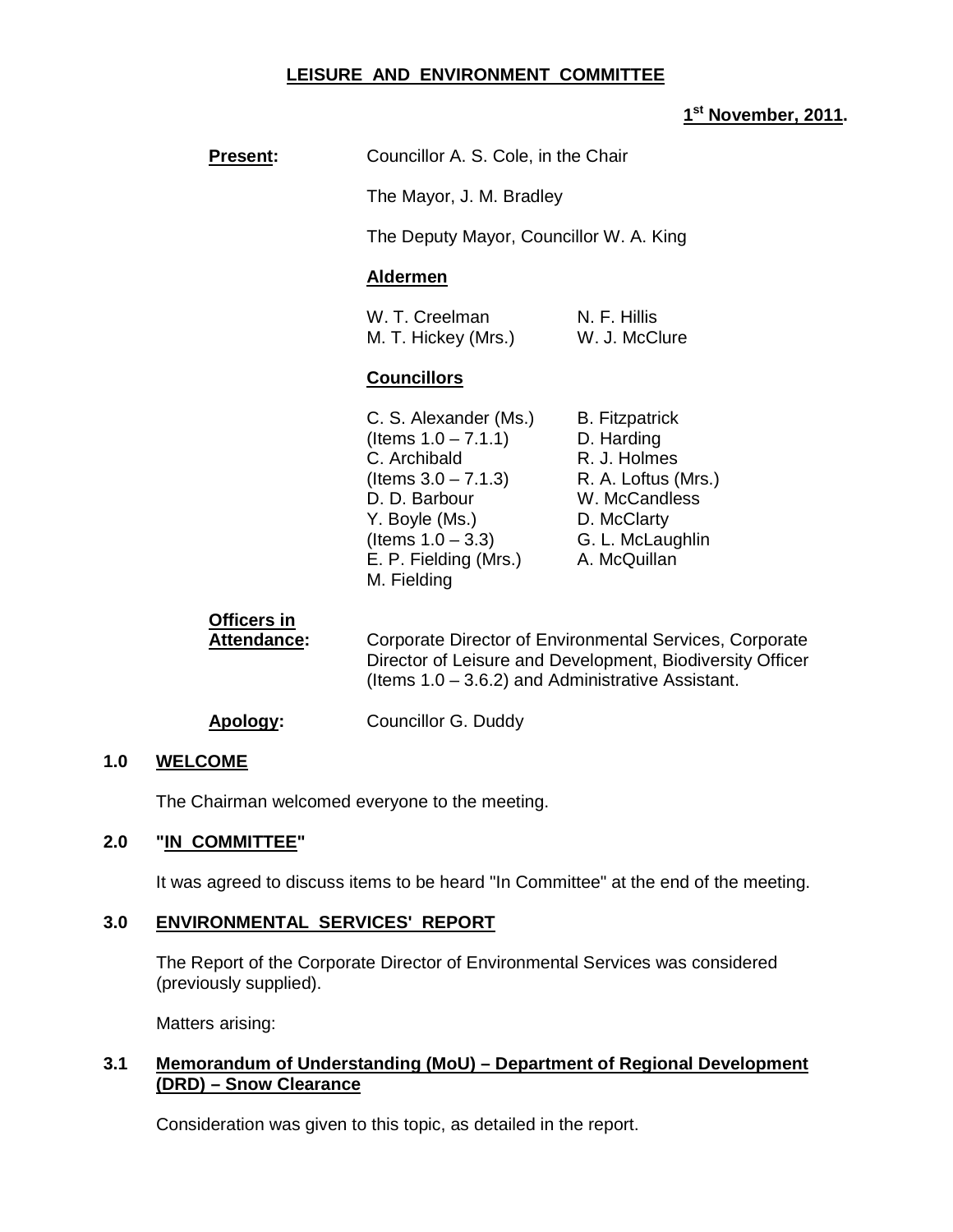## LEISURE AND ENVIRONMENT COMMITTEE

**1st November, 2011.**

**Present:** Councillor A. S. Cole, in the Chair

The Mayor, J. M. Bradley

The Deputy Mayor, Councillor W. A. King

**Aldermen**

W. T. Creelman
N. F. Hillis
M. T. Hickey (Mrs.)
W. J. McClure

**Councillors**

C. S. Alexander (Ms.) (Items 1.0 – 7.1.1)
C. Archibald (Items 3.0 – 7.1.3)
D. D. Barbour
Y. Boyle (Ms.) (Items 1.0 – 3.3)
E. P. Fielding (Mrs.)
M. Fielding
B. Fitzpatrick
D. Harding
R. J. Holmes
R. A. Loftus (Mrs.)
W. McCandless
D. McClarty
G. L. McLaughlin
A. McQuillan

**Officers in Attendance:** Corporate Director of Environmental Services, Corporate Director of Leisure and Development, Biodiversity Officer (Items 1.0 – 3.6.2) and Administrative Assistant.

**Apology:** Councillor G. Duddy

### 1.0 WELCOME

The Chairman welcomed everyone to the meeting.

### 2.0 "IN COMMITTEE"

It was agreed to discuss items to be heard "In Committee" at the end of the meeting.

### 3.0 ENVIRONMENTAL SERVICES' REPORT

The Report of the Corporate Director of Environmental Services was considered (previously supplied).

Matters arising:

### 3.1 Memorandum of Understanding (MoU) – Department of Regional Development (DRD) – Snow Clearance

Consideration was given to this topic, as detailed in the report.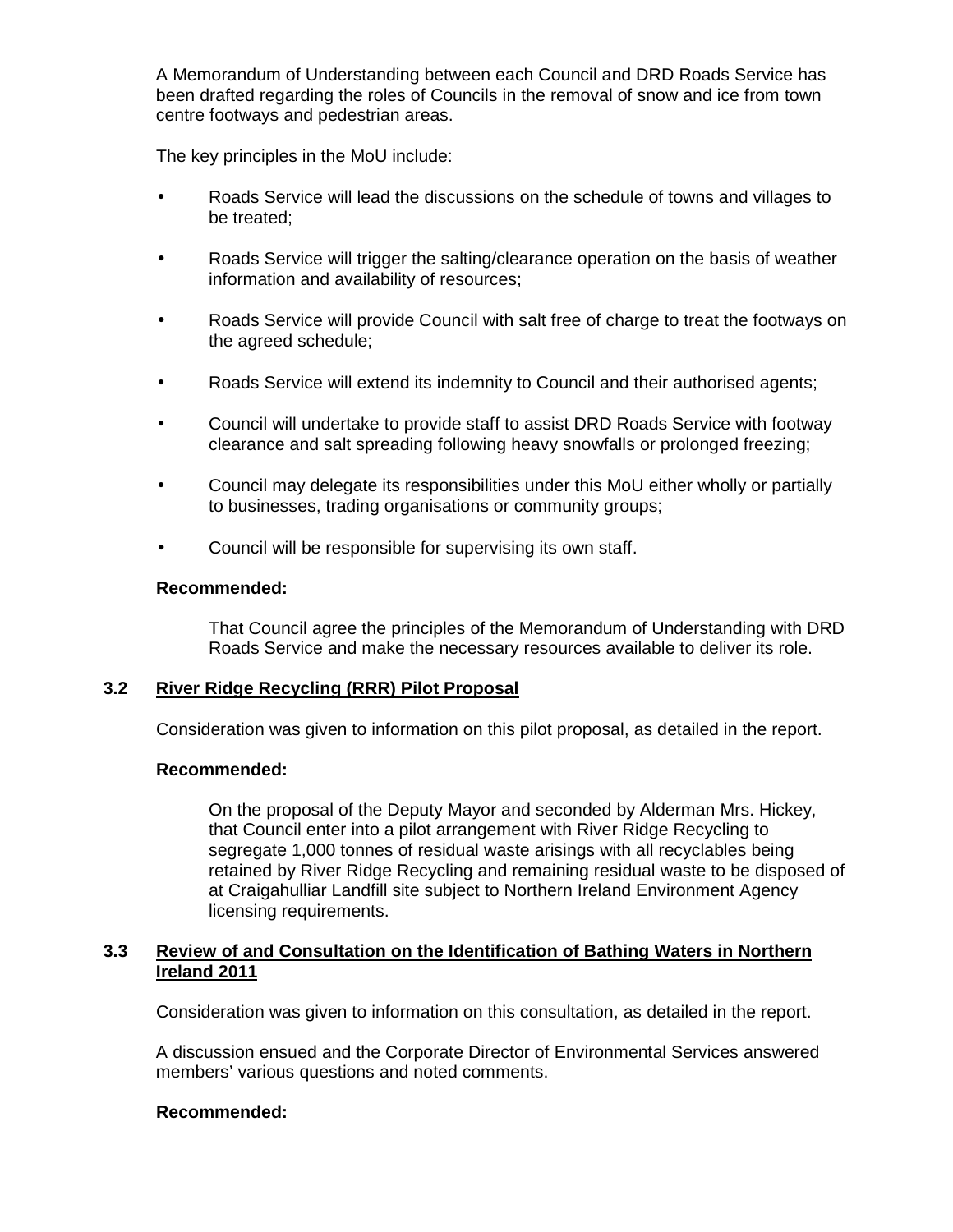A Memorandum of Understanding between each Council and DRD Roads Service has been drafted regarding the roles of Councils in the removal of snow and ice from town centre footways and pedestrian areas.

The key principles in the MoU include:

- Roads Service will lead the discussions on the schedule of towns and villages to be treated;
- Roads Service will trigger the salting/clearance operation on the basis of weather information and availability of resources;
- Roads Service will provide Council with salt free of charge to treat the footways on the agreed schedule;
- Roads Service will extend its indemnity to Council and their authorised agents;
- Council will undertake to provide staff to assist DRD Roads Service with footway clearance and salt spreading following heavy snowfalls or prolonged freezing;
- Council may delegate its responsibilities under this MoU either wholly or partially to businesses, trading organisations or community groups;
- Council will be responsible for supervising its own staff.

**Recommended:**

That Council agree the principles of the Memorandum of Understanding with DRD Roads Service and make the necessary resources available to deliver its role.

### 3.2 River Ridge Recycling (RRR) Pilot Proposal

Consideration was given to information on this pilot proposal, as detailed in the report.

**Recommended:**

On the proposal of the Deputy Mayor and seconded by Alderman Mrs. Hickey, that Council enter into a pilot arrangement with River Ridge Recycling to segregate 1,000 tonnes of residual waste arisings with all recyclables being retained by River Ridge Recycling and remaining residual waste to be disposed of at Craigahulliar Landfill site subject to Northern Ireland Environment Agency licensing requirements.

### 3.3 Review of and Consultation on the Identification of Bathing Waters in Northern Ireland 2011

Consideration was given to information on this consultation, as detailed in the report.

A discussion ensued and the Corporate Director of Environmental Services answered members' various questions and noted comments.

**Recommended:**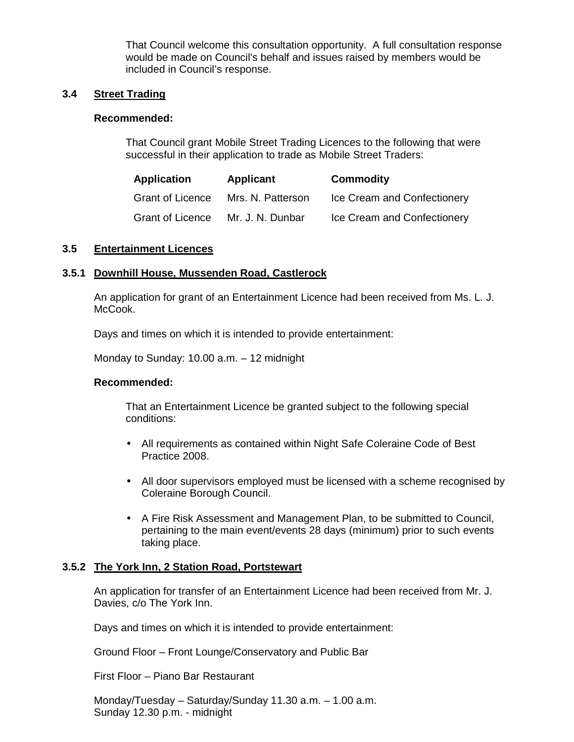That Council welcome this consultation opportunity. A full consultation response would be made on Council's behalf and issues raised by members would be included in Council's response.

### 3.4 Street Trading

**Recommended:**

That Council grant Mobile Street Trading Licences to the following that were successful in their application to trade as Mobile Street Traders:

| Application | Applicant | Commodity |
|---|---|---|
| Grant of Licence | Mrs. N. Patterson | Ice Cream and Confectionery |
| Grant of Licence | Mr. J. N. Dunbar | Ice Cream and Confectionery |

### 3.5 Entertainment Licences

#### 3.5.1 Downhill House, Mussenden Road, Castlerock

An application for grant of an Entertainment Licence had been received from Ms. L. J. McCook.

Days and times on which it is intended to provide entertainment:

Monday to Sunday: 10.00 a.m. – 12 midnight

**Recommended:**

That an Entertainment Licence be granted subject to the following special conditions:

- All requirements as contained within Night Safe Coleraine Code of Best Practice 2008.
- All door supervisors employed must be licensed with a scheme recognised by Coleraine Borough Council.
- A Fire Risk Assessment and Management Plan, to be submitted to Council, pertaining to the main event/events 28 days (minimum) prior to such events taking place.

#### 3.5.2 The York Inn, 2 Station Road, Portstewart

An application for transfer of an Entertainment Licence had been received from Mr. J. Davies, c/o The York Inn.

Days and times on which it is intended to provide entertainment:

Ground Floor – Front Lounge/Conservatory and Public Bar

First Floor – Piano Bar Restaurant

Monday/Tuesday – Saturday/Sunday 11.30 a.m. – 1.00 a.m.
Sunday 12.30 p.m. - midnight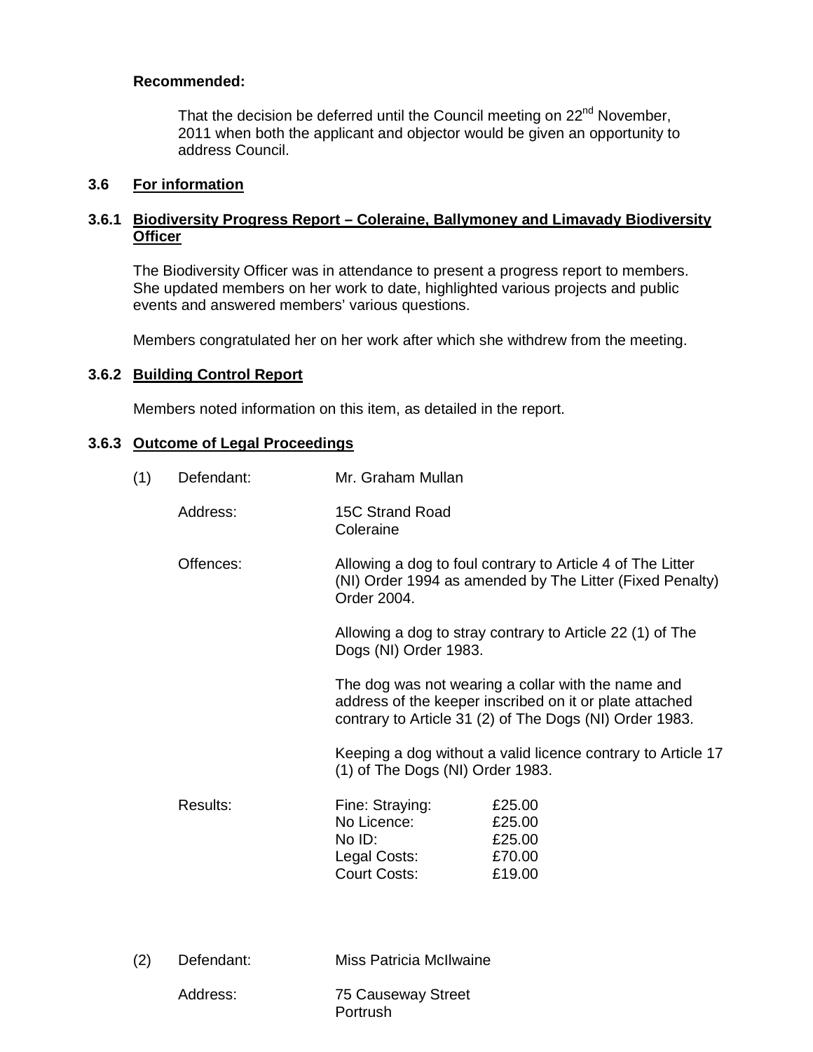**Recommended:**

That the decision be deferred until the Council meeting on 22nd November, 2011 when both the applicant and objector would be given an opportunity to address Council.

### 3.6 For information

### 3.6.1 Biodiversity Progress Report – Coleraine, Ballymoney and Limavady Biodiversity Officer

The Biodiversity Officer was in attendance to present a progress report to members. She updated members on her work to date, highlighted various projects and public events and answered members' various questions.

Members congratulated her on her work after which she withdrew from the meeting.

### 3.6.2 Building Control Report

Members noted information on this item, as detailed in the report.

### 3.6.3 Outcome of Legal Proceedings

(1) Defendant: Mr. Graham Mullan

Address: 15C Strand Road
Coleraine

Offences:

Allowing a dog to foul contrary to Article 4 of The Litter (NI) Order 1994 as amended by The Litter (Fixed Penalty) Order 2004.

Allowing a dog to stray contrary to Article 22 (1) of The Dogs (NI) Order 1983.

The dog was not wearing a collar with the name and address of the keeper inscribed on it or plate attached contrary to Article 31 (2) of The Dogs (NI) Order 1983.

Keeping a dog without a valid licence contrary to Article 17 (1) of The Dogs (NI) Order 1983.

Results:

| | |
|---|---|
| Fine: Straying: | £25.00 |
| No Licence: | £25.00 |
| No ID: | £25.00 |
| Legal Costs: | £70.00 |
| Court Costs: | £19.00 |

(2) Defendant: Miss Patricia McIlwaine

Address: 75 Causeway Street
Portrush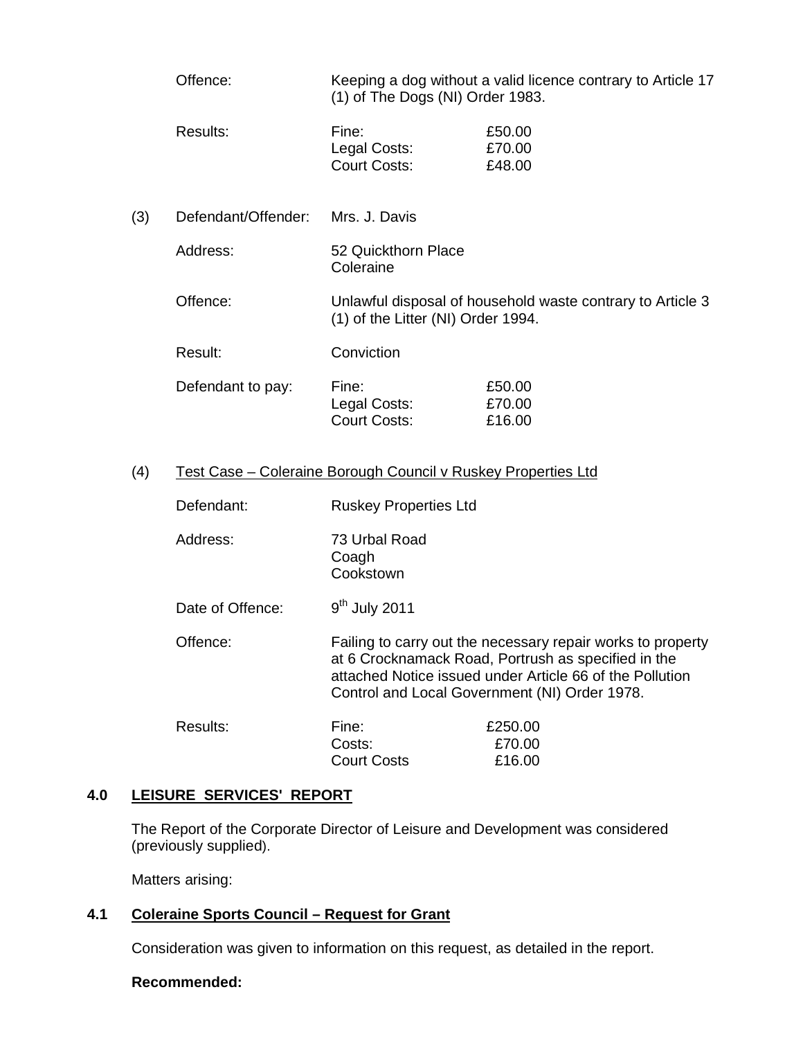| | | | |
|---|---|---|---|
| | Offence: | Keeping a dog without a valid licence contrary to Article 17 (1) of The Dogs (NI) Order 1983. | |
| | Results: | Fine:<br>Legal Costs:<br>Court Costs: | £50.00<br>£70.00<br>£48.00 |
| (3) | Defendant/Offender: | Mrs. J. Davis | |
| | Address: | 52 Quickthorn Place<br>Coleraine | |
| | Offence: | Unlawful disposal of household waste contrary to Article 3 (1) of the Litter (NI) Order 1994. | |
| | Result: | Conviction | |
| | Defendant to pay: | Fine:<br>Legal Costs:<br>Court Costs: | £50.00<br>£70.00<br>£16.00 |

(4) Test Case – Coleraine Borough Council v Ruskey Properties Ltd

| | | |
|---|---|---|
| Defendant: | Ruskey Properties Ltd | |
| Address: | 73 Urbal Road<br>Coagh<br>Cookstown | |
| Date of Offence: | 9th July 2011 | |
| Offence: | Failing to carry out the necessary repair works to property at 6 Crocknamack Road, Portrush as specified in the attached Notice issued under Article 66 of the Pollution Control and Local Government (NI) Order 1978. | |
| Results: | Fine:<br>Costs:<br>Court Costs | £250.00<br>£70.00<br>£16.00 |

## 4.0 LEISURE SERVICES' REPORT

The Report of the Corporate Director of Leisure and Development was considered (previously supplied).

Matters arising:

### 4.1 Coleraine Sports Council – Request for Grant

Consideration was given to information on this request, as detailed in the report.

**Recommended:**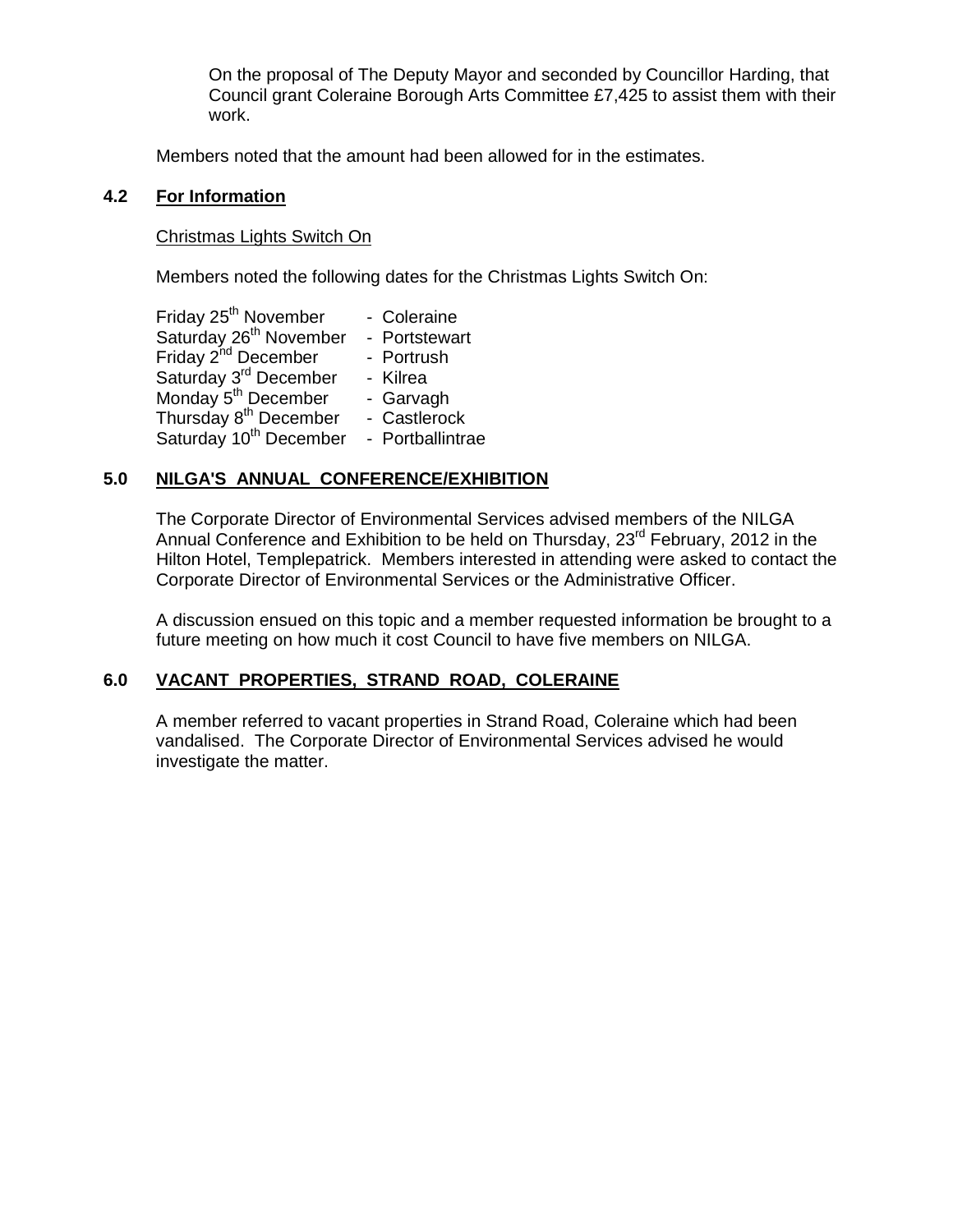On the proposal of The Deputy Mayor and seconded by Councillor Harding, that Council grant Coleraine Borough Arts Committee £7,425 to assist them with their work.

Members noted that the amount had been allowed for in the estimates.

## 4.2 For Information

Christmas Lights Switch On

Members noted the following dates for the Christmas Lights Switch On:

| | |
|---|---|
| Friday 25th November | - Coleraine |
| Saturday 26th November | - Portstewart |
| Friday 2nd December | - Portrush |
| Saturday 3rd December | - Kilrea |
| Monday 5th December | - Garvagh |
| Thursday 8th December | - Castlerock |
| Saturday 10th December | - Portballintrae |

## 5.0 NILGA'S ANNUAL CONFERENCE/EXHIBITION

The Corporate Director of Environmental Services advised members of the NILGA Annual Conference and Exhibition to be held on Thursday, 23rd February, 2012 in the Hilton Hotel, Templepatrick. Members interested in attending were asked to contact the Corporate Director of Environmental Services or the Administrative Officer.

A discussion ensued on this topic and a member requested information be brought to a future meeting on how much it cost Council to have five members on NILGA.

## 6.0 VACANT PROPERTIES, STRAND ROAD, COLERAINE

A member referred to vacant properties in Strand Road, Coleraine which had been vandalised. The Corporate Director of Environmental Services advised he would investigate the matter.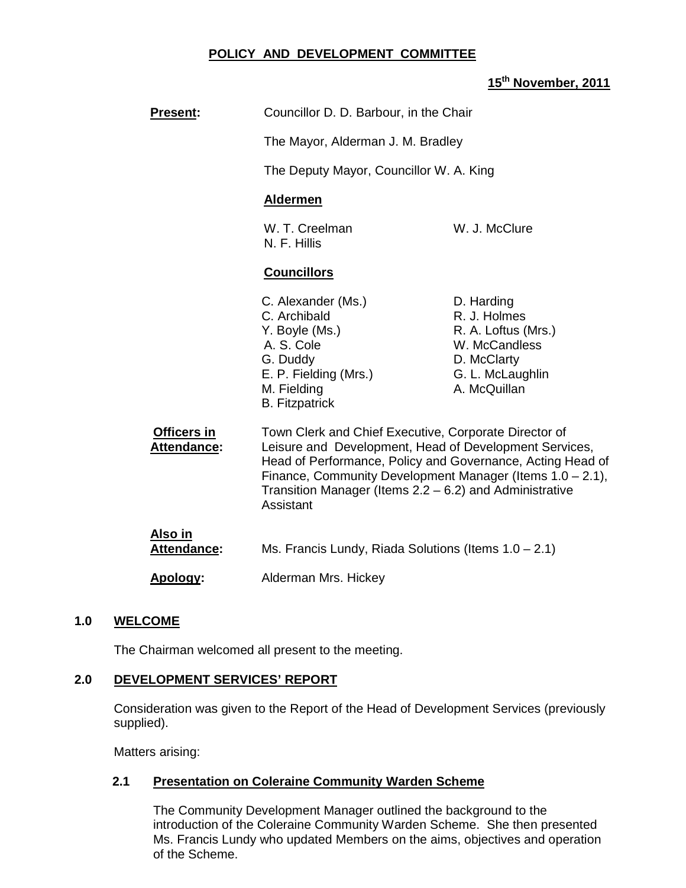# POLICY AND DEVELOPMENT COMMITTEE

**15th November, 2011**

**Present:** Councillor D. D. Barbour, in the Chair

The Mayor, Alderman J. M. Bradley

The Deputy Mayor, Councillor W. A. King

**Aldermen**

W. T. Creelman
N. F. Hillis
W. J. McClure

**Councillors**

C. Alexander (Ms.)
C. Archibald
Y. Boyle (Ms.)
A. S. Cole
G. Duddy
E. P. Fielding (Mrs.)
M. Fielding
B. Fitzpatrick
D. Harding
R. J. Holmes
R. A. Loftus (Mrs.)
W. McCandless
D. McClarty
G. L. McLaughlin
A. McQuillan

**Officers in Attendance:** Town Clerk and Chief Executive, Corporate Director of Leisure and Development, Head of Development Services, Head of Performance, Policy and Governance, Acting Head of Finance, Community Development Manager (Items 1.0 – 2.1), Transition Manager (Items 2.2 – 6.2) and Administrative Assistant

**Also in Attendance:** Ms. Francis Lundy, Riada Solutions (Items 1.0 – 2.1)

**Apology:** Alderman Mrs. Hickey

## 1.0 WELCOME

The Chairman welcomed all present to the meeting.

## 2.0 DEVELOPMENT SERVICES' REPORT

Consideration was given to the Report of the Head of Development Services (previously supplied).

Matters arising:

### 2.1 Presentation on Coleraine Community Warden Scheme

The Community Development Manager outlined the background to the introduction of the Coleraine Community Warden Scheme. She then presented Ms. Francis Lundy who updated Members on the aims, objectives and operation of the Scheme.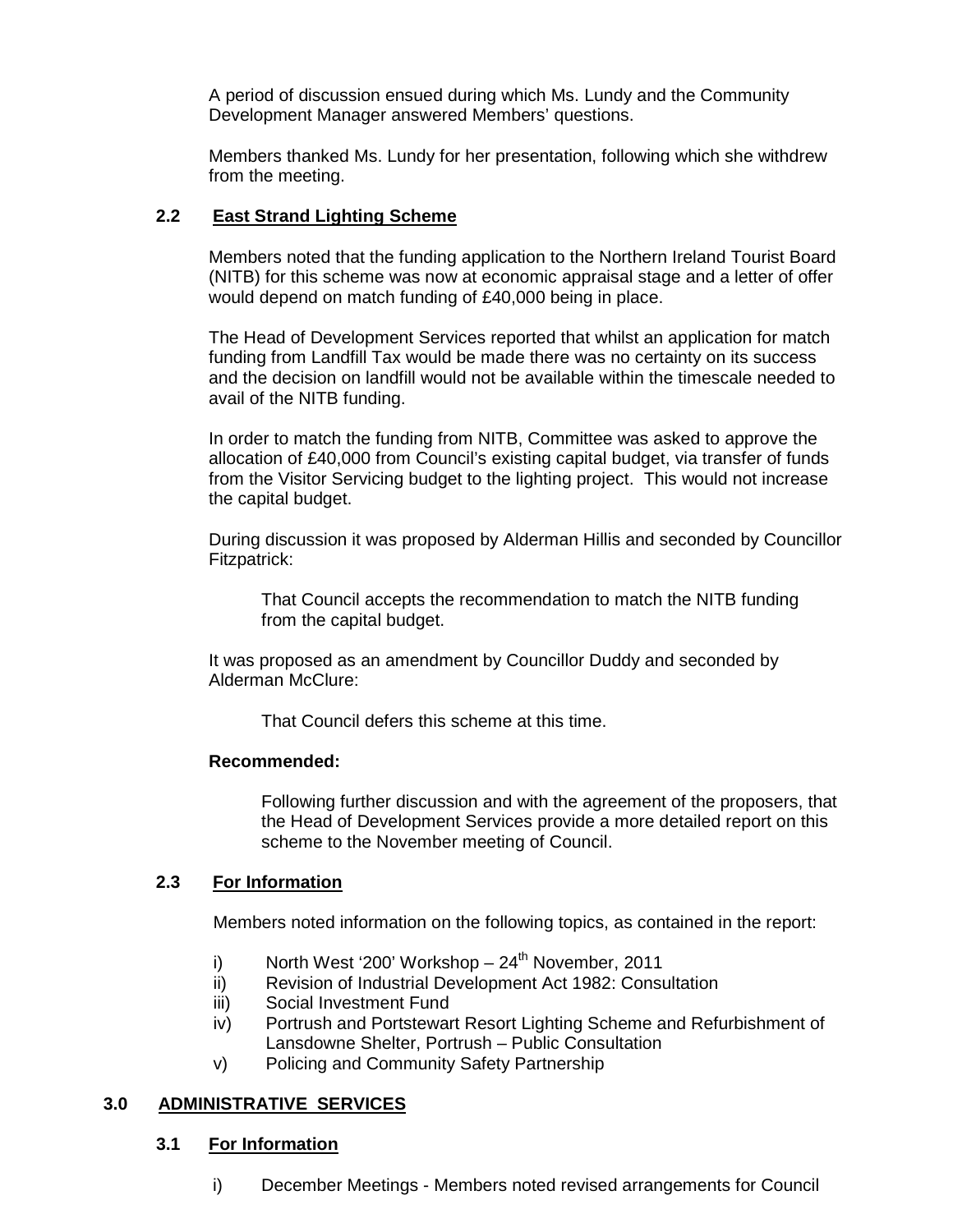A period of discussion ensued during which Ms. Lundy and the Community Development Manager answered Members' questions.

Members thanked Ms. Lundy for her presentation, following which she withdrew from the meeting.

### 2.2 **East Strand Lighting Scheme**

Members noted that the funding application to the Northern Ireland Tourist Board (NITB) for this scheme was now at economic appraisal stage and a letter of offer would depend on match funding of £40,000 being in place.

The Head of Development Services reported that whilst an application for match funding from Landfill Tax would be made there was no certainty on its success and the decision on landfill would not be available within the timescale needed to avail of the NITB funding.

In order to match the funding from NITB, Committee was asked to approve the allocation of £40,000 from Council's existing capital budget, via transfer of funds from the Visitor Servicing budget to the lighting project. This would not increase the capital budget.

During discussion it was proposed by Alderman Hillis and seconded by Councillor Fitzpatrick:

> That Council accepts the recommendation to match the NITB funding from the capital budget.

It was proposed as an amendment by Councillor Duddy and seconded by Alderman McClure:

> That Council defers this scheme at this time.

**Recommended:**

> Following further discussion and with the agreement of the proposers, that the Head of Development Services provide a more detailed report on this scheme to the November meeting of Council.

### 2.3 **For Information**

Members noted information on the following topics, as contained in the report:

i) North West '200' Workshop – 24th November, 2011
ii) Revision of Industrial Development Act 1982: Consultation
iii) Social Investment Fund
iv) Portrush and Portstewart Resort Lighting Scheme and Refurbishment of Lansdowne Shelter, Portrush – Public Consultation
v) Policing and Community Safety Partnership

## 3.0 **ADMINISTRATIVE SERVICES**

### 3.1 **For Information**

i) December Meetings - Members noted revised arrangements for Council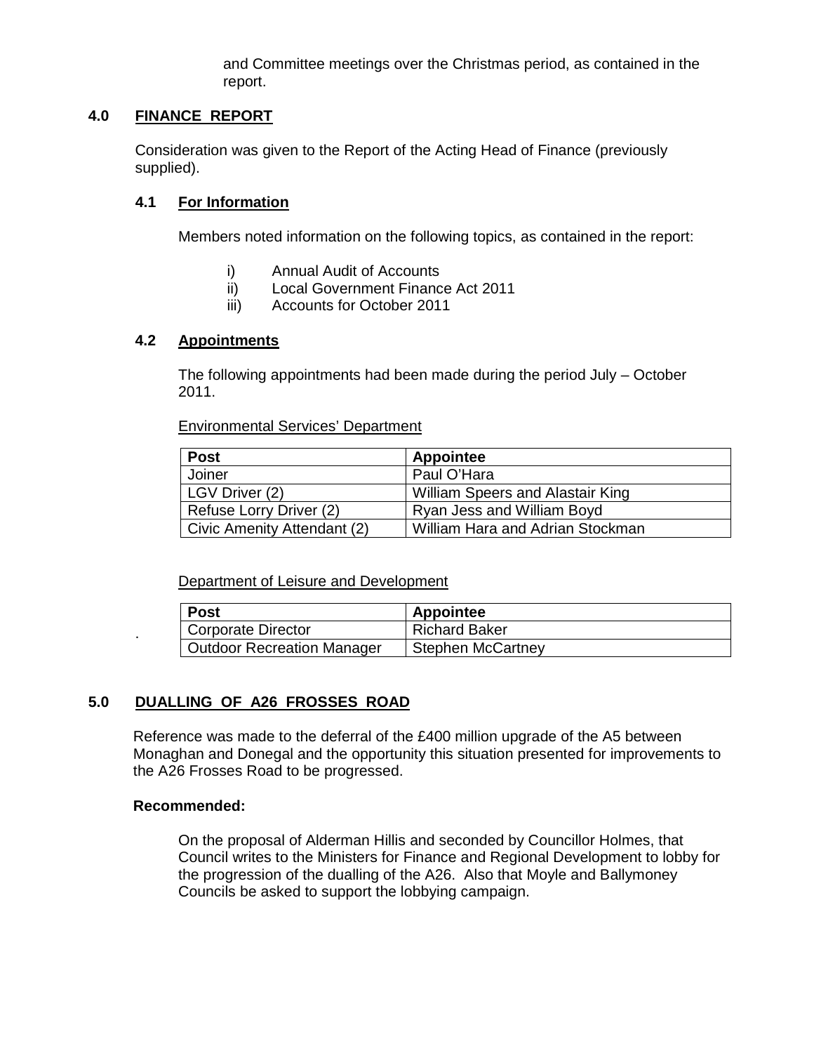and Committee meetings over the Christmas period, as contained in the report.

## 4.0 FINANCE REPORT

Consideration was given to the Report of the Acting Head of Finance (previously supplied).

### 4.1 For Information

Members noted information on the following topics, as contained in the report:

i) Annual Audit of Accounts
ii) Local Government Finance Act 2011
iii) Accounts for October 2011

### 4.2 Appointments

The following appointments had been made during the period July – October 2011.

Environmental Services' Department

| Post | Appointee |
|---|---|
| Joiner | Paul O'Hara |
| LGV Driver (2) | William Speers and Alastair King |
| Refuse Lorry Driver (2) | Ryan Jess and William Boyd |
| Civic Amenity Attendant (2) | William Hara and Adrian Stockman |

Department of Leisure and Development

| Post | Appointee |
|---|---|
| Corporate Director | Richard Baker |
| Outdoor Recreation Manager | Stephen McCartney |

## 5.0 DUALLING OF A26 FROSSES ROAD

Reference was made to the deferral of the £400 million upgrade of the A5 between Monaghan and Donegal and the opportunity this situation presented for improvements to the A26 Frosses Road to be progressed.

**Recommended:**

On the proposal of Alderman Hillis and seconded by Councillor Holmes, that Council writes to the Ministers for Finance and Regional Development to lobby for the progression of the dualling of the A26. Also that Moyle and Ballymoney Councils be asked to support the lobbying campaign.